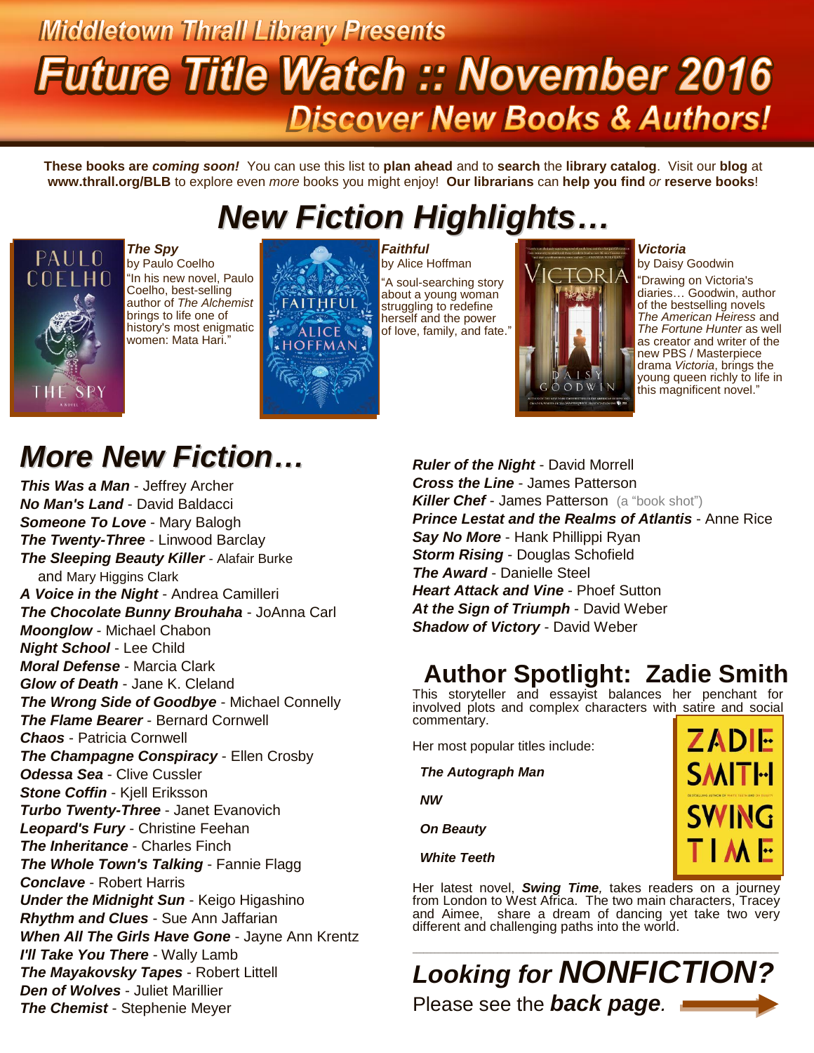# Middletown Thrall Library Presents

# Future Title Watch :: November 2016

## Discover New Books & Authors!

**These books are *coming soon!*** You can use this list to **plan ahead** and to **search** the **library catalog**. Visit our **blog** at **www.thrall.org/BLB** to explore even *more* books you might enjoy! **Our librarians** can **help you find** *or* **reserve books**!

## *New Fiction Highlights…*

***The Spy***
by Paulo Coelho
"In his new novel, Paulo Coelho, best-selling author of *The Alchemist* brings to life one of history's most enigmatic women: Mata Hari."

***Faithful***
by Alice Hoffman
"A soul-searching story about a young woman struggling to redefine herself and the power of love, family, and fate."

***Victoria***
by Daisy Goodwin
"Drawing on Victoria's diaries… Goodwin, author of the bestselling novels *The American Heiress* and *The Fortune Hunter* as well as creator and writer of the new PBS / Masterpiece drama *Victoria*, brings the young queen richly to life in this magnificent novel."

## *More New Fiction…*

***This Was a Man*** - Jeffrey Archer
***No Man's Land*** - David Baldacci
***Someone To Love*** - Mary Balogh
***The Twenty-Three*** - Linwood Barclay
***The Sleeping Beauty Killer*** - Alafair Burke and Mary Higgins Clark
***A Voice in the Night*** - Andrea Camilleri
***The Chocolate Bunny Brouhaha*** - JoAnna Carl
***Moonglow*** - Michael Chabon
***Night School*** - Lee Child
***Moral Defense*** - Marcia Clark
***Glow of Death*** - Jane K. Cleland
***The Wrong Side of Goodbye*** - Michael Connelly
***The Flame Bearer*** - Bernard Cornwell
***Chaos*** - Patricia Cornwell
***The Champagne Conspiracy*** - Ellen Crosby
***Odessa Sea*** - Clive Cussler
***Stone Coffin*** - Kjell Eriksson
***Turbo Twenty-Three*** - Janet Evanovich
***Leopard's Fury*** - Christine Feehan
***The Inheritance*** - Charles Finch
***The Whole Town's Talking*** - Fannie Flagg
***Conclave*** - Robert Harris
***Under the Midnight Sun*** - Keigo Higashino
***Rhythm and Clues*** - Sue Ann Jaffarian
***When All The Girls Have Gone*** - Jayne Ann Krentz
***I'll Take You There*** - Wally Lamb
***The Mayakovsky Tapes*** - Robert Littell
***Den of Wolves*** - Juliet Marillier
***The Chemist*** - Stephenie Meyer
***Ruler of the Night*** - David Morrell
***Cross the Line*** - James Patterson
***Killer Chef*** - James Patterson (a "book shot")
***Prince Lestat and the Realms of Atlantis*** - Anne Rice
***Say No More*** - Hank Phillippi Ryan
***Storm Rising*** - Douglas Schofield
***The Award*** - Danielle Steel
***Heart Attack and Vine*** - Phoef Sutton
***At the Sign of Triumph*** - David Weber
***Shadow of Victory*** - David Weber

## Author Spotlight: Zadie Smith

This storyteller and essayist balances her penchant for involved plots and complex characters with satire and social commentary.

Her most popular titles include:

***The Autograph Man***

***NW***

***On Beauty***

***White Teeth***

Her latest novel, ***Swing Time***, takes readers on a journey from London to West Africa. The two main characters, Tracey and Aimee, share a dream of dancing yet take two very different and challenging paths into the world.

## *Looking for **NONFICTION?***

Please see the ***back page***.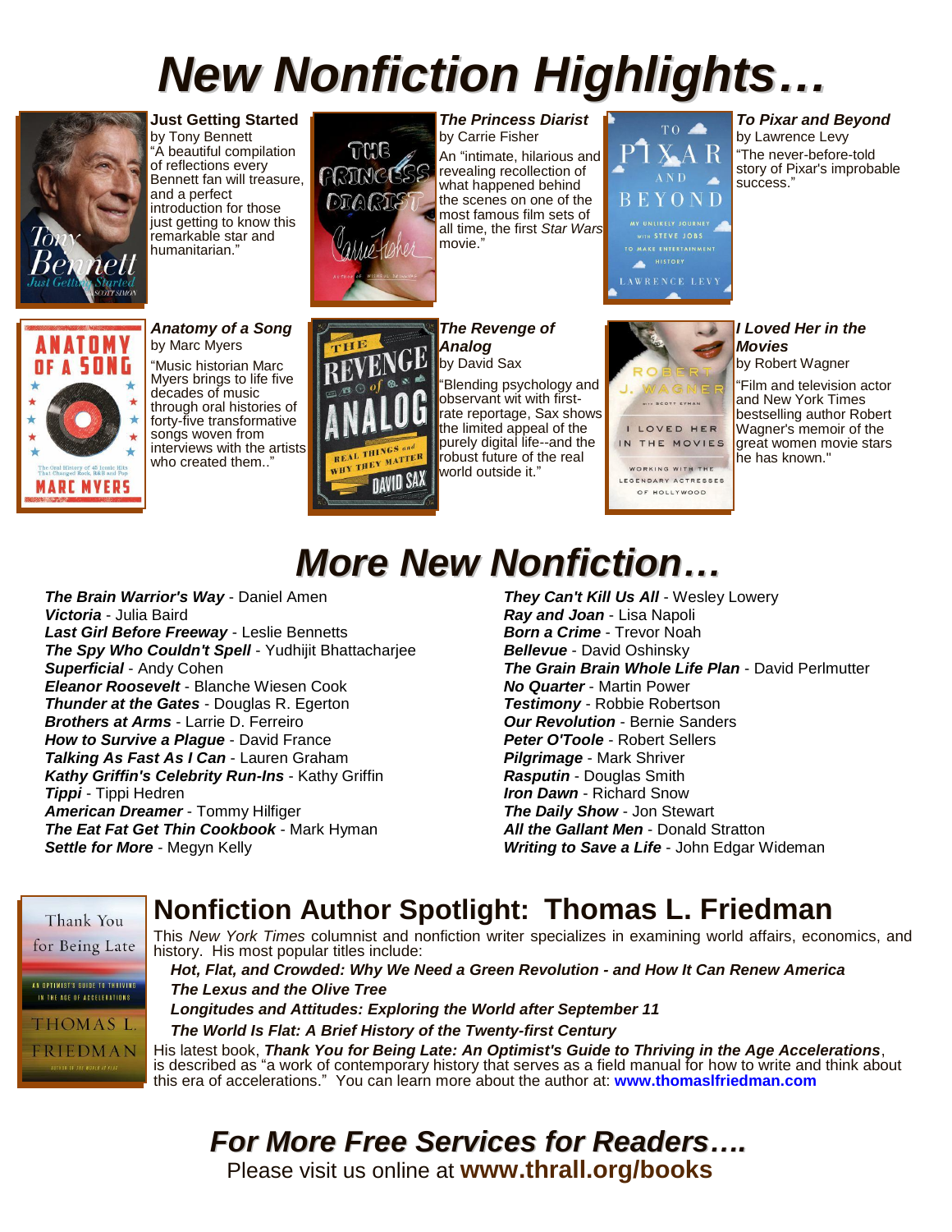# *New Nonfiction Highlights…*

**Just Getting Started**
by Tony Bennett
"A beautiful compilation of reflections every Bennett fan will treasure, and a perfect introduction for those just getting to know this remarkable star and humanitarian."

***The Princess Diarist***
by Carrie Fisher
An "intimate, hilarious and revealing recollection of what happened behind the scenes on one of the most famous film sets of all time, the first *Star Wars* movie."

***To Pixar and Beyond***
by Lawrence Levy
"The never-before-told story of Pixar's improbable success."

***Anatomy of a Song***
by Marc Myers
"Music historian Marc Myers brings to life five decades of music through oral histories of forty-five transformative songs woven from interviews with the artists who created them.."

***The Revenge of Analog***
by David Sax
"Blending psychology and observant wit with first-rate reportage, Sax shows the limited appeal of the purely digital life--and the robust future of the real world outside it."

***I Loved Her in the Movies***
by Robert Wagner
"Film and television actor and New York Times bestselling author Robert Wagner's memoir of the great women movie stars he has known."

# *More New Nonfiction…*

***The Brain Warrior's Way*** - Daniel Amen
***Victoria*** - Julia Baird
***Last Girl Before Freeway*** - Leslie Bennetts
***The Spy Who Couldn't Spell*** - Yudhijit Bhattacharjee
***Superficial*** - Andy Cohen
***Eleanor Roosevelt*** - Blanche Wiesen Cook
***Thunder at the Gates*** - Douglas R. Egerton
***Brothers at Arms*** - Larrie D. Ferreiro
***How to Survive a Plague*** - David France
***Talking As Fast As I Can*** - Lauren Graham
***Kathy Griffin's Celebrity Run-Ins*** - Kathy Griffin
***Tippi*** - Tippi Hedren
***American Dreamer*** - Tommy Hilfiger
***The Eat Fat Get Thin Cookbook*** - Mark Hyman
***Settle for More*** - Megyn Kelly
***They Can't Kill Us All*** - Wesley Lowery
***Ray and Joan*** - Lisa Napoli
***Born a Crime*** - Trevor Noah
***Bellevue*** - David Oshinsky
***The Grain Brain Whole Life Plan*** - David Perlmutter
***No Quarter*** - Martin Power
***Testimony*** - Robbie Robertson
***Our Revolution*** - Bernie Sanders
***Peter O'Toole*** - Robert Sellers
***Pilgrimage*** - Mark Shriver
***Rasputin*** - Douglas Smith
***Iron Dawn*** - Richard Snow
***The Daily Show*** - Jon Stewart
***All the Gallant Men*** - Donald Stratton
***Writing to Save a Life*** - John Edgar Wideman

## Nonfiction Author Spotlight: Thomas L. Friedman

This *New York Times* columnist and nonfiction writer specializes in examining world affairs, economics, and history. His most popular titles include:

***Hot, Flat, and Crowded: Why We Need a Green Revolution - and How It Can Renew America***
***The Lexus and the Olive Tree***
***Longitudes and Attitudes: Exploring the World after September 11***
***The World Is Flat: A Brief History of the Twenty-first Century***

His latest book, ***Thank You for Being Late: An Optimist's Guide to Thriving in the Age Accelerations***, is described as "a work of contemporary history that serves as a field manual for how to write and think about this era of accelerations." You can learn more about the author at: **www.thomaslfriedman.com**

## *For More Free Services for Readers….*

Please visit us online at **www.thrall.org/books**